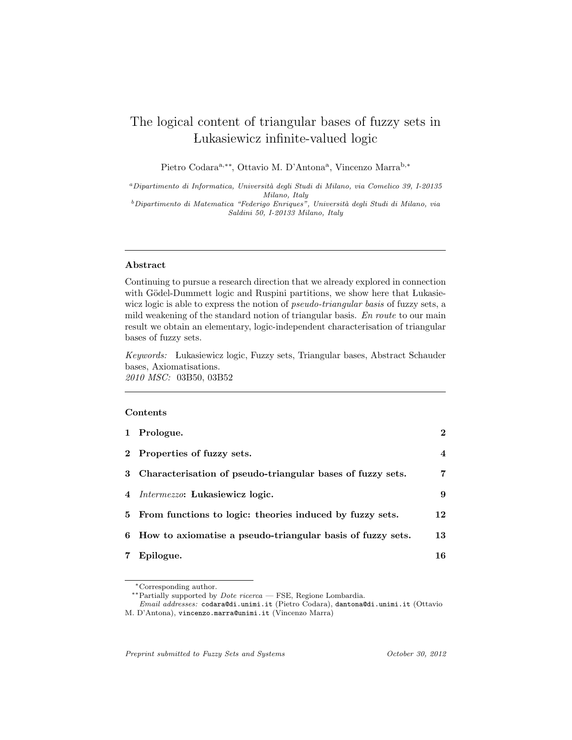# The logical content of triangular bases of fuzzy sets in Łukasiewicz infinite-valued logic

Pietro Codara[a,**], Ottavio M. D'Antona[a], Vincenzo Marra[b,*]

[a] *Dipartimento di Informatica, Università degli Studi di Milano, via Comelico 39, I-20135 Milano, Italy*

[b] *Dipartimento di Matematica "Federigo Enriques", Università degli Studi di Milano, via Saldini 50, I-20133 Milano, Italy*

---

### Abstract

Continuing to pursue a research direction that we already explored in connection with Gödel-Dummett logic and Ruspini partitions, we show here that Łukasiewicz logic is able to express the notion of *pseudo-triangular basis* of fuzzy sets, a mild weakening of the standard notion of triangular basis. *En route* to our main result we obtain an elementary, logic-independent characterisation of triangular bases of fuzzy sets.

*Keywords:* Łukasiewicz logic, Fuzzy sets, Triangular bases, Abstract Schauder bases, Axiomatisations.
*2010 MSC:* 03B50, 03B52

---

### Contents

| | | |
|---|---|---|
| **1** | **Prologue.** | **2** |
| **2** | **Properties of fuzzy sets.** | **4** |
| **3** | **Characterisation of pseudo-triangular bases of fuzzy sets.** | **7** |
| **4** | ***Intermezzo*: Łukasiewicz logic.** | **9** |
| **5** | **From functions to logic: theories induced by fuzzy sets.** | **12** |
| **6** | **How to axiomatise a pseudo-triangular basis of fuzzy sets.** | **13** |
| **7** | **Epilogue.** | **16** |

---

*Corresponding author.

**Partially supported by *Dote ricerca* — FSE, Regione Lombardia.

*Email addresses:* codara@di.unimi.it (Pietro Codara), dantona@di.unimi.it (Ottavio M. D'Antona), vincenzo.marra@unimi.it (Vincenzo Marra)

*Preprint submitted to Fuzzy Sets and Systems* *October 30, 2012*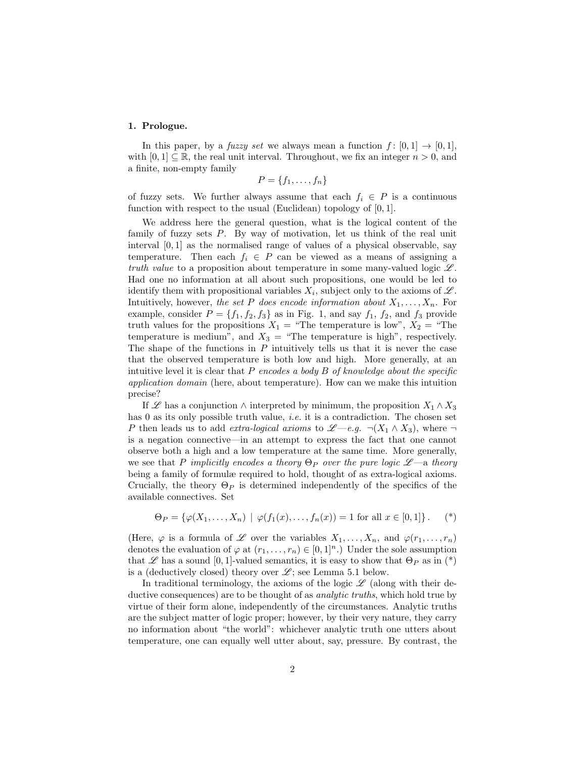## 1. Prologue.

In this paper, by a *fuzzy set* we always mean a function $f\colon [0,1] \to [0,1]$, with $[0,1] \subseteq \mathbb{R}$, the real unit interval. Throughout, we fix an integer $n > 0$, and a finite, non-empty family

$$P = \{f_1, \ldots, f_n\}$$

of fuzzy sets. We further always assume that each $f_i \in P$ is a continuous function with respect to the usual (Euclidean) topology of $[0,1]$.

We address here the general question, what is the logical content of the family of fuzzy sets $P$. By way of motivation, let us think of the real unit interval $[0,1]$ as the normalised range of values of a physical observable, say temperature. Then each $f_i \in P$ can be viewed as a means of assigning a *truth value* to a proposition about temperature in some many-valued logic $\mathscr{L}$. Had one no information at all about such propositions, one would be led to identify them with propositional variables $X_i$, subject only to the axioms of $\mathscr{L}$. Intuitively, however, *the set $P$ does encode information about $X_1, \ldots, X_n$*. For example, consider $P = \{f_1, f_2, f_3\}$ as in Fig. 1, and say $f_1$, $f_2$, and $f_3$ provide truth values for the propositions $X_1$ = "The temperature is low", $X_2$ = "The temperature is medium", and $X_3$ = "The temperature is high", respectively. The shape of the functions in $P$ intuitively tells us that it is never the case that the observed temperature is both low and high. More generally, at an intuitive level it is clear that $P$ *encodes a body $B$ of knowledge about the specific application domain* (here, about temperature). How can we make this intuition precise?

If $\mathscr{L}$ has a conjunction $\wedge$ interpreted by minimum, the proposition $X_1 \wedge X_3$ has 0 as its only possible truth value, *i.e.* it is a contradiction. The chosen set $P$ then leads us to add *extra-logical axioms* to $\mathscr{L}$—*e.g.* $\neg(X_1 \wedge X_3)$, where $\neg$ is a negation connective—in an attempt to express the fact that one cannot observe both a high and a low temperature at the same time. More generally, we see that $P$ *implicitly encodes a theory $\Theta_P$ over the pure logic $\mathscr{L}$*—a *theory* being a family of formulæ required to hold, thought of as extra-logical axioms. Crucially, the theory $\Theta_P$ is determined independently of the specifics of the available connectives. Set

$$\Theta_P = \{\varphi(X_1, \ldots, X_n) \mid \varphi(f_1(x), \ldots, f_n(x)) = 1 \text{ for all } x \in [0,1]\}. \qquad (*)$$

(Here, $\varphi$ is a formula of $\mathscr{L}$ over the variables $X_1, \ldots, X_n$, and $\varphi(r_1, \ldots, r_n)$ denotes the evaluation of $\varphi$ at $(r_1, \ldots, r_n) \in [0,1]^n$.) Under the sole assumption that $\mathscr{L}$ has a sound $[0,1]$-valued semantics, it is easy to show that $\Theta_P$ as in (*) is a (deductively closed) theory over $\mathscr{L}$; see Lemma 5.1 below.

In traditional terminology, the axioms of the logic $\mathscr{L}$ (along with their deductive consequences) are to be thought of as *analytic truths*, which hold true by virtue of their form alone, independently of the circumstances. Analytic truths are the subject matter of logic proper; however, by their very nature, they carry no information about "the world": whichever analytic truth one utters about temperature, one can equally well utter about, say, pressure. By contrast, the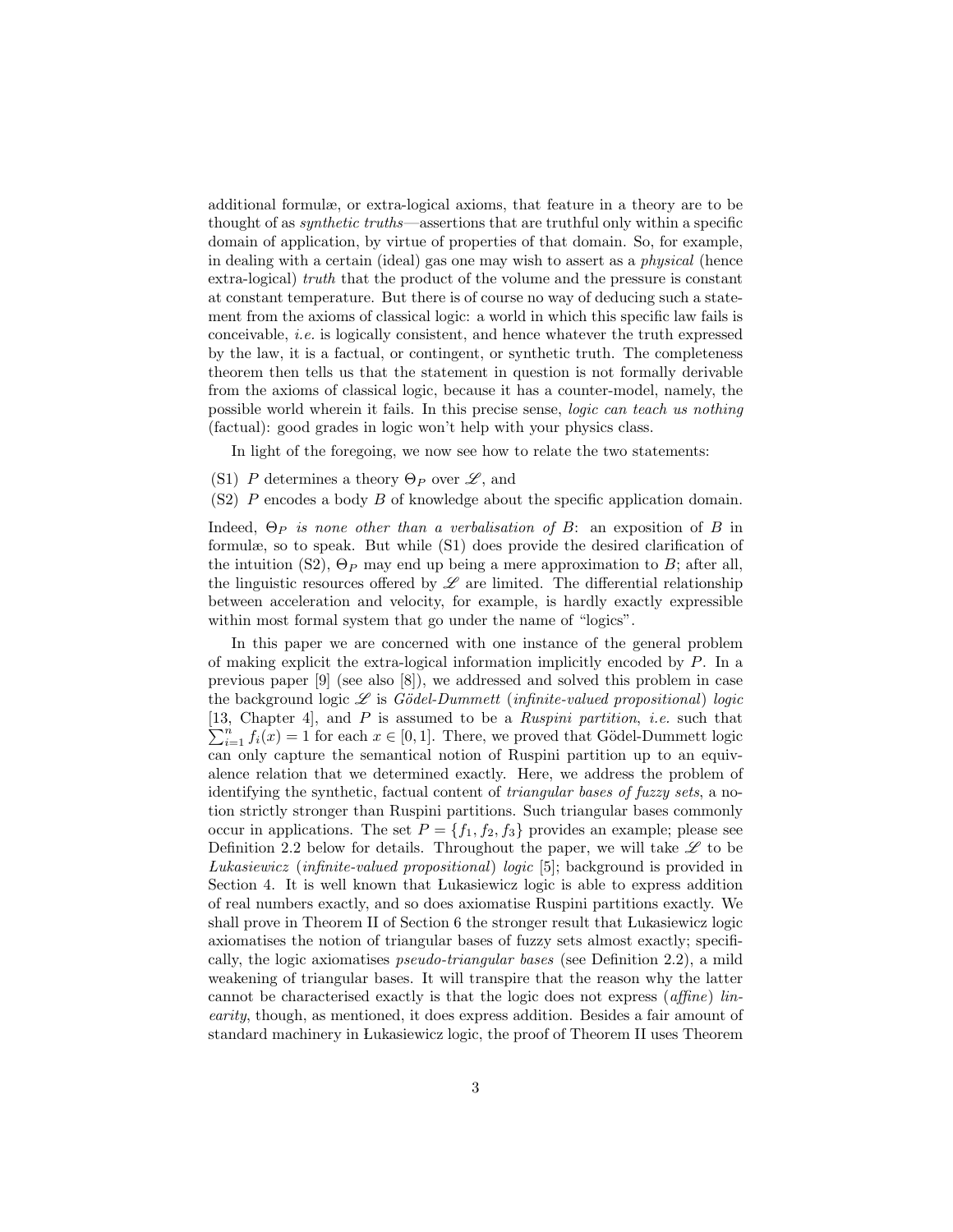additional formulæ, or extra-logical axioms, that feature in a theory are to be thought of as *synthetic truths*—assertions that are truthful only within a specific domain of application, by virtue of properties of that domain. So, for example, in dealing with a certain (ideal) gas one may wish to assert as a *physical* (hence extra-logical) *truth* that the product of the volume and the pressure is constant at constant temperature. But there is of course no way of deducing such a statement from the axioms of classical logic: a world in which this specific law fails is conceivable, *i.e.* is logically consistent, and hence whatever the truth expressed by the law, it is a factual, or contingent, or synthetic truth. The completeness theorem then tells us that the statement in question is not formally derivable from the axioms of classical logic, because it has a counter-model, namely, the possible world wherein it fails. In this precise sense, *logic can teach us nothing* (factual): good grades in logic won't help with your physics class.

In light of the foregoing, we now see how to relate the two statements:

(S1) $P$ determines a theory $\Theta_P$ over $\mathscr{L}$, and

(S2) $P$ encodes a body $B$ of knowledge about the specific application domain.

Indeed, $\Theta_P$ *is none other than a verbalisation of* $B$: an exposition of $B$ in formulæ, so to speak. But while (S1) does provide the desired clarification of the intuition (S2), $\Theta_P$ may end up being a mere approximation to $B$; after all, the linguistic resources offered by $\mathscr{L}$ are limited. The differential relationship between acceleration and velocity, for example, is hardly exactly expressible within most formal system that go under the name of "logics".

In this paper we are concerned with one instance of the general problem of making explicit the extra-logical information implicitly encoded by $P$. In a previous paper [9] (see also [8]), we addressed and solved this problem in case the background logic $\mathscr{L}$ is *Gödel-Dummett* (*infinite-valued propositional*) *logic* [13, Chapter 4], and $P$ is assumed to be a *Ruspini partition*, *i.e.* such that $\sum_{i=1}^{n} f_i(x) = 1$ for each $x \in [0, 1]$. There, we proved that Gödel-Dummett logic can only capture the semantical notion of Ruspini partition up to an equivalence relation that we determined exactly. Here, we address the problem of identifying the synthetic, factual content of *triangular bases of fuzzy sets*, a notion strictly stronger than Ruspini partitions. Such triangular bases commonly occur in applications. The set $P = \{f_1, f_2, f_3\}$ provides an example; please see Definition 2.2 below for details. Throughout the paper, we will take $\mathscr{L}$ to be *Łukasiewicz* (*infinite-valued propositional*) *logic* [5]; background is provided in Section 4. It is well known that Łukasiewicz logic is able to express addition of real numbers exactly, and so does axiomatise Ruspini partitions exactly. We shall prove in Theorem II of Section 6 the stronger result that Łukasiewicz logic axiomatises the notion of triangular bases of fuzzy sets almost exactly; specifically, the logic axiomatises *pseudo-triangular bases* (see Definition 2.2), a mild weakening of triangular bases. It will transpire that the reason why the latter cannot be characterised exactly is that the logic does not express (*affine*) *linearity*, though, as mentioned, it does express addition. Besides a fair amount of standard machinery in Łukasiewicz logic, the proof of Theorem II uses Theorem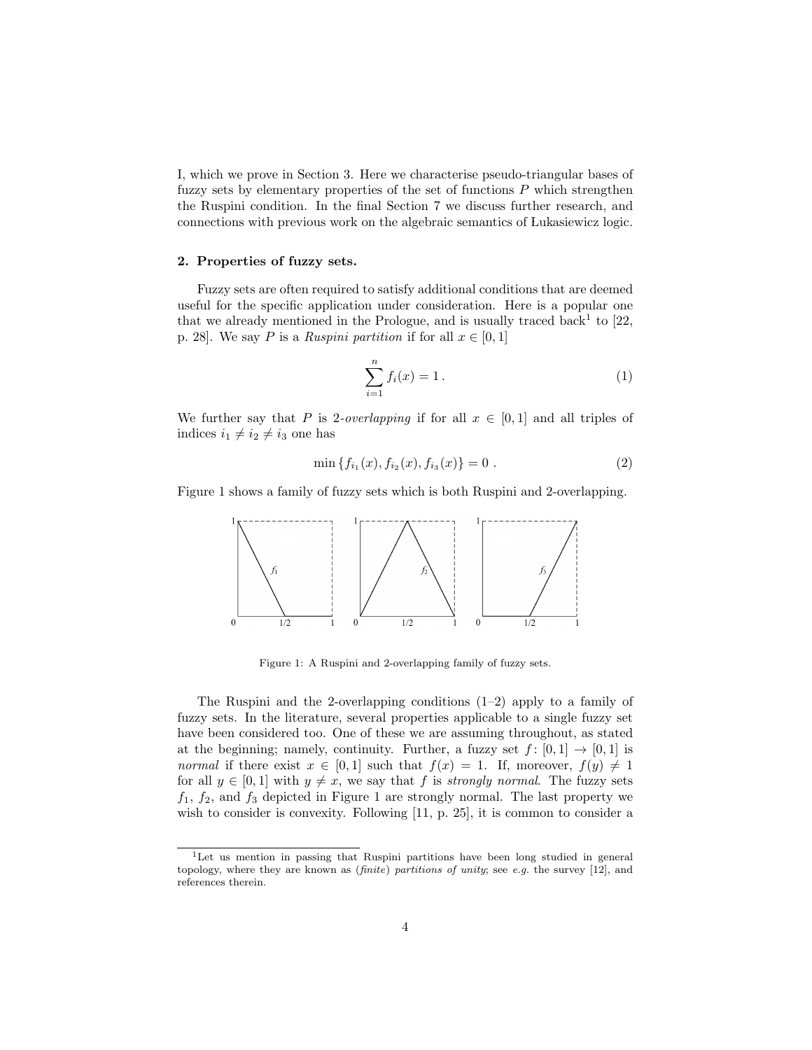I, which we prove in Section 3. Here we characterise pseudo-triangular bases of fuzzy sets by elementary properties of the set of functions $P$ which strengthen the Ruspini condition. In the final Section 7 we discuss further research, and connections with previous work on the algebraic semantics of Łukasiewicz logic.

## 2. Properties of fuzzy sets.

Fuzzy sets are often required to satisfy additional conditions that are deemed useful for the specific application under consideration. Here is a popular one that we already mentioned in the Prologue, and is usually traced back[1] to [22, p. 28]. We say $P$ is a *Ruspini partition* if for all $x \in [0, 1]$

$$\sum_{i=1}^{n} f_i(x) = 1\,. \tag{1}$$

We further say that $P$ is 2-*overlapping* if for all $x \in [0, 1]$ and all triples of indices $i_1 \neq i_2 \neq i_3$ one has

$$\min\{f_{i_1}(x), f_{i_2}(x), f_{i_3}(x)\} = 0\ . \tag{2}$$

Figure 1 shows a family of fuzzy sets which is both Ruspini and 2-overlapping.

Figure 1: A Ruspini and 2-overlapping family of fuzzy sets.

The Ruspini and the 2-overlapping conditions (1–2) apply to a family of fuzzy sets. In the literature, several properties applicable to a single fuzzy set have been considered too. One of these we are assuming throughout, as stated at the beginning; namely, continuity. Further, a fuzzy set $f : [0, 1] \to [0, 1]$ is *normal* if there exist $x \in [0, 1]$ such that $f(x) = 1$. If, moreover, $f(y) \neq 1$ for all $y \in [0, 1]$ with $y \neq x$, we say that $f$ is *strongly normal*. The fuzzy sets $f_1$, $f_2$, and $f_3$ depicted in Figure 1 are strongly normal. The last property we wish to consider is convexity. Following [11, p. 25], it is common to consider a

[1] Let us mention in passing that Ruspini partitions have been long studied in general topology, where they are known as (*finite*) *partitions of unity*; see *e.g.* the survey [12], and references therein.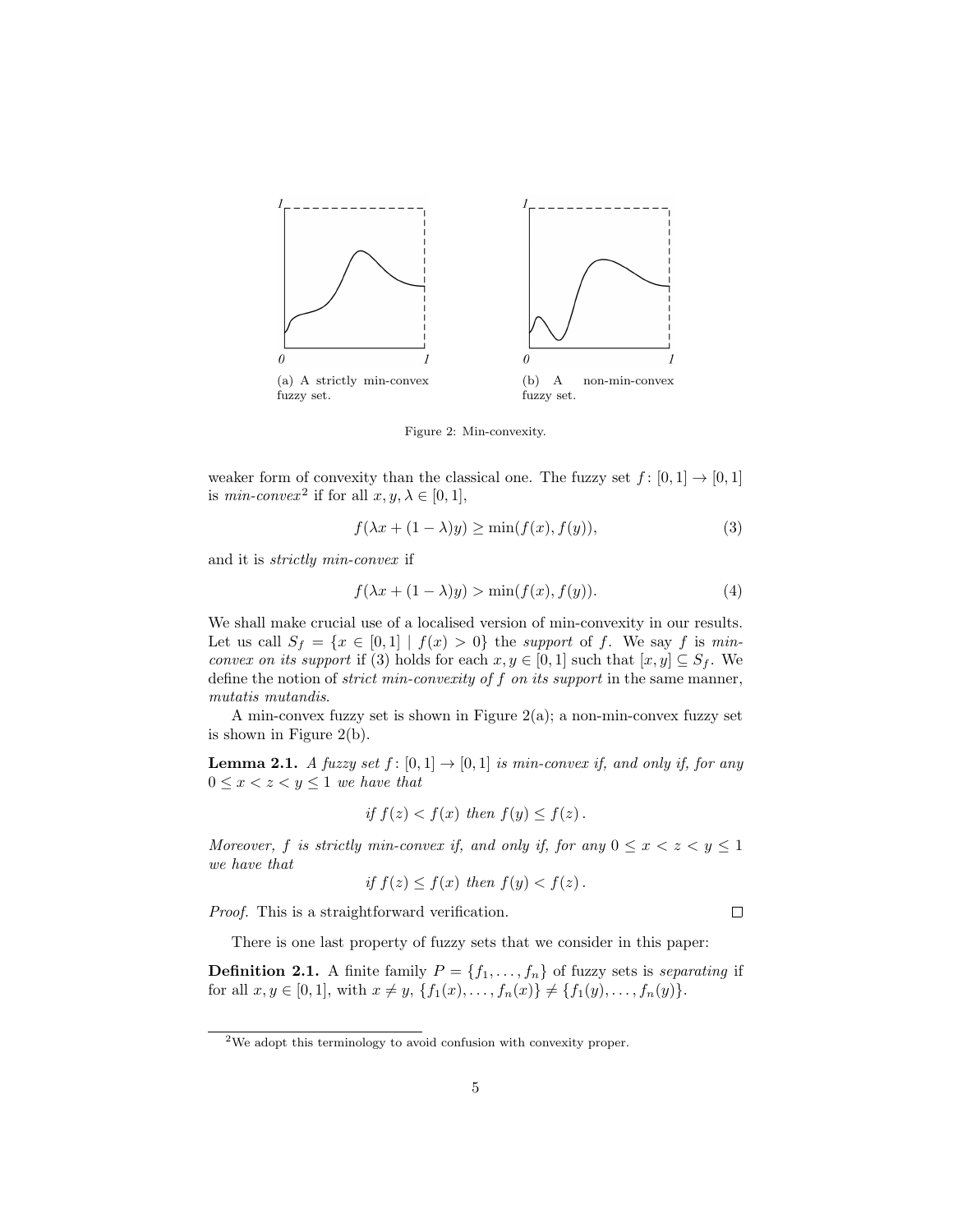(a) A strictly min-convex fuzzy set.

(b) A non-min-convex fuzzy set.

Figure 2: Min-convexity.

weaker form of convexity than the classical one. The fuzzy set $f\colon [0,1] \to [0,1]$ is *min-convex*[2] if for all $x, y, \lambda \in [0,1]$,

$$f(\lambda x + (1-\lambda)y) \geq \min(f(x), f(y)), \tag{3}$$

and it is *strictly min-convex* if

$$f(\lambda x + (1-\lambda)y) > \min(f(x), f(y)). \tag{4}$$

We shall make crucial use of a localised version of min-convexity in our results. Let us call $S_f = \{x \in [0,1] \mid f(x) > 0\}$ the *support* of $f$. We say $f$ is *min-convex on its support* if (3) holds for each $x, y \in [0,1]$ such that $[x, y] \subseteq S_f$. We define the notion of *strict min-convexity of $f$ on its support* in the same manner, *mutatis mutandis*.

A min-convex fuzzy set is shown in Figure 2(a); a non-min-convex fuzzy set is shown in Figure 2(b).

**Lemma 2.1.** *A fuzzy set $f\colon [0,1] \to [0,1]$ is min-convex if, and only if, for any $0 \leq x < z < y \leq 1$ we have that*

$$\text{if } f(z) < f(x) \text{ then } f(y) \leq f(z)\,.$$

*Moreover, $f$ is strictly min-convex if, and only if, for any $0 \leq x < z < y \leq 1$ we have that*

$$\text{if } f(z) \leq f(x) \text{ then } f(y) < f(z)\,.$$

*Proof.* This is a straightforward verification. □

There is one last property of fuzzy sets that we consider in this paper:

**Definition 2.1.** A finite family $P = \{f_1, \ldots, f_n\}$ of fuzzy sets is *separating* if for all $x, y \in [0,1]$, with $x \neq y$, $\{f_1(x), \ldots, f_n(x)\} \neq \{f_1(y), \ldots, f_n(y)\}$.

[2] We adopt this terminology to avoid confusion with convexity proper.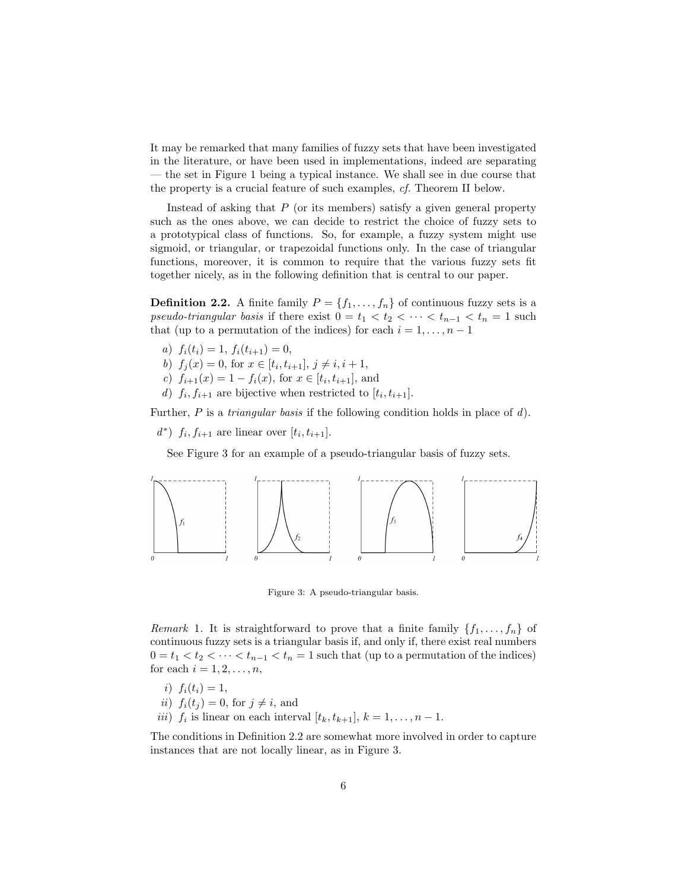It may be remarked that many families of fuzzy sets that have been investigated in the literature, or have been used in implementations, indeed are separating — the set in Figure 1 being a typical instance. We shall see in due course that the property is a crucial feature of such examples, *cf.* Theorem II below.

Instead of asking that $P$ (or its members) satisfy a given general property such as the ones above, we can decide to restrict the choice of fuzzy sets to a prototypical class of functions. So, for example, a fuzzy system might use sigmoid, or triangular, or trapezoidal functions only. In the case of triangular functions, moreover, it is common to require that the various fuzzy sets fit together nicely, as in the following definition that is central to our paper.

**Definition 2.2.** A finite family $P = \{f_1, \ldots, f_n\}$ of continuous fuzzy sets is a *pseudo-triangular basis* if there exist $0 = t_1 < t_2 < \cdots < t_{n-1} < t_n = 1$ such that (up to a permutation of the indices) for each $i = 1, \ldots, n-1$

*a)* $f_i(t_i) = 1$, $f_i(t_{i+1}) = 0$,

*b)* $f_j(x) = 0$, for $x \in [t_i, t_{i+1}]$, $j \neq i, i+1$,

*c)* $f_{i+1}(x) = 1 - f_i(x)$, for $x \in [t_i, t_{i+1}]$, and

*d)* $f_i, f_{i+1}$ are bijective when restricted to $[t_i, t_{i+1}]$.

Further, $P$ is a *triangular basis* if the following condition holds in place of *d)*.

*$d^*$)* $f_i, f_{i+1}$ are linear over $[t_i, t_{i+1}]$.

See Figure 3 for an example of a pseudo-triangular basis of fuzzy sets.

Figure 3: A pseudo-triangular basis.

*Remark* 1. It is straightforward to prove that a finite family $\{f_1, \ldots, f_n\}$ of continuous fuzzy sets is a triangular basis if, and only if, there exist real numbers $0 = t_1 < t_2 < \cdots < t_{n-1} < t_n = 1$ such that (up to a permutation of the indices) for each $i = 1, 2, \ldots, n$,

*i)* $f_i(t_i) = 1$,

*ii)* $f_i(t_j) = 0$, for $j \neq i$, and

*iii)* $f_i$ is linear on each interval $[t_k, t_{k+1}]$, $k = 1, \ldots, n-1$.

The conditions in Definition 2.2 are somewhat more involved in order to capture instances that are not locally linear, as in Figure 3.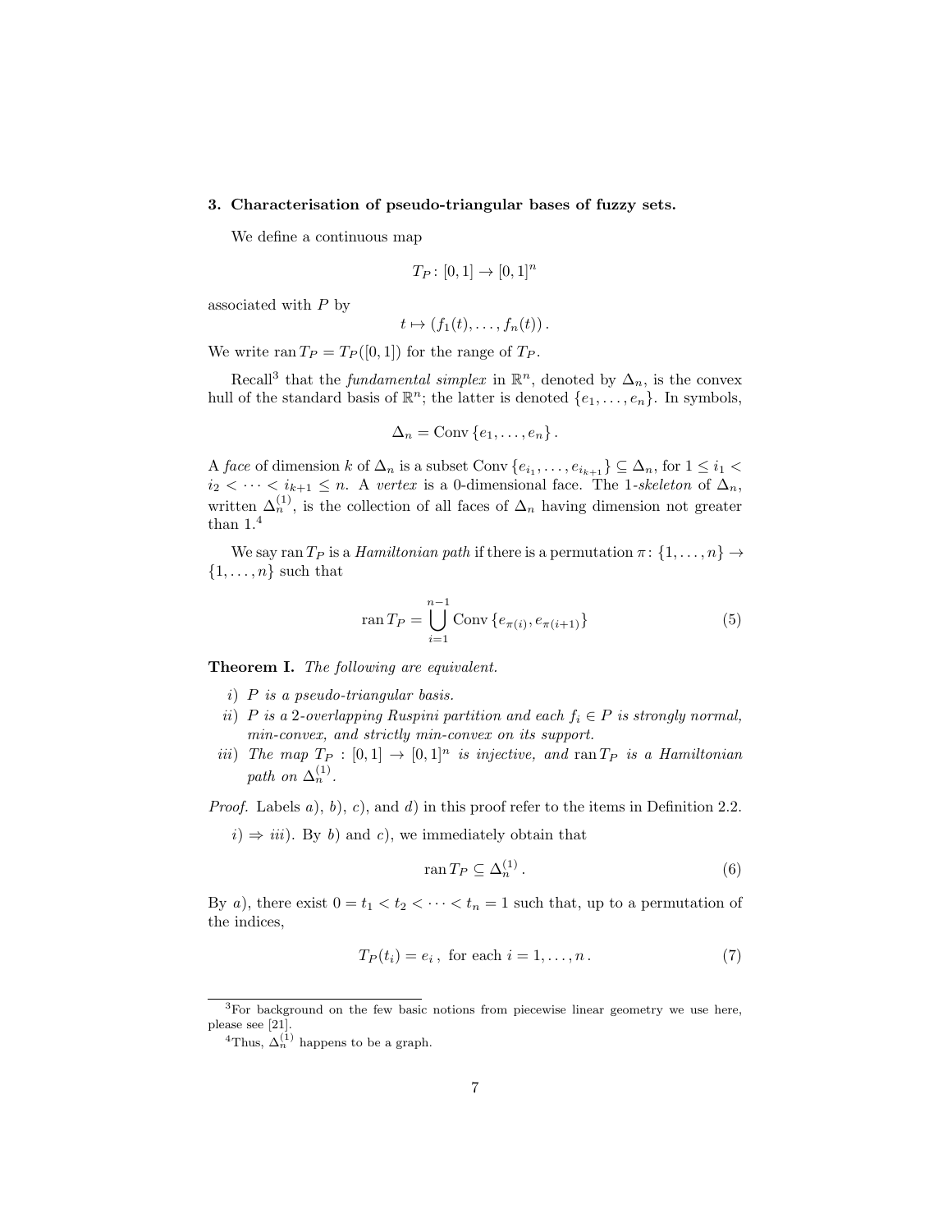## 3. Characterisation of pseudo-triangular bases of fuzzy sets.

We define a continuous map

$$T_P \colon [0,1] \to [0,1]^n$$

associated with $P$ by

$$t \mapsto (f_1(t), \ldots, f_n(t)).$$

We write $\operatorname{ran} T_P = T_P([0,1])$ for the range of $T_P$.

Recall[3] that the *fundamental simplex* in $\mathbb{R}^n$, denoted by $\Delta_n$, is the convex hull of the standard basis of $\mathbb{R}^n$; the latter is denoted $\{e_1, \ldots, e_n\}$. In symbols,

$$\Delta_n = \operatorname{Conv}\{e_1, \ldots, e_n\}.$$

A *face* of dimension $k$ of $\Delta_n$ is a subset $\operatorname{Conv}\{e_{i_1}, \ldots, e_{i_{k+1}}\} \subseteq \Delta_n$, for $1 \leq i_1 < i_2 < \cdots < i_{k+1} \leq n$. A *vertex* is a 0-dimensional face. The 1-*skeleton* of $\Delta_n$, written $\Delta_n^{(1)}$, is the collection of all faces of $\Delta_n$ having dimension not greater than 1.[4]

We say $\operatorname{ran} T_P$ is a *Hamiltonian path* if there is a permutation $\pi \colon \{1, \ldots, n\} \to \{1, \ldots, n\}$ such that

$$\operatorname{ran} T_P = \bigcup_{i=1}^{n-1} \operatorname{Conv}\{e_{\pi(i)}, e_{\pi(i+1)}\} \tag{5}$$

**Theorem I.** *The following are equivalent.*

*i) $P$ is a pseudo-triangular basis.*

*ii) $P$ is a 2-overlapping Ruspini partition and each $f_i \in P$ is strongly normal, min-convex, and strictly min-convex on its support.*

*iii) The map $T_P : [0,1] \to [0,1]^n$ is injective, and $\operatorname{ran} T_P$ is a Hamiltonian path on $\Delta_n^{(1)}$.*

*Proof.* Labels *a*), *b*), *c*), and *d*) in this proof refer to the items in Definition 2.2.

*i*) $\Rightarrow$ *iii*). By *b*) and *c*), we immediately obtain that

$$\operatorname{ran} T_P \subseteq \Delta_n^{(1)}. \tag{6}$$

By *a*), there exist $0 = t_1 < t_2 < \cdots < t_n = 1$ such that, up to a permutation of the indices,

$$T_P(t_i) = e_i, \text{ for each } i = 1, \ldots, n. \tag{7}$$

---

[3] For background on the few basic notions from piecewise linear geometry we use here, please see [21].

[4] Thus, $\Delta_n^{(1)}$ happens to be a graph.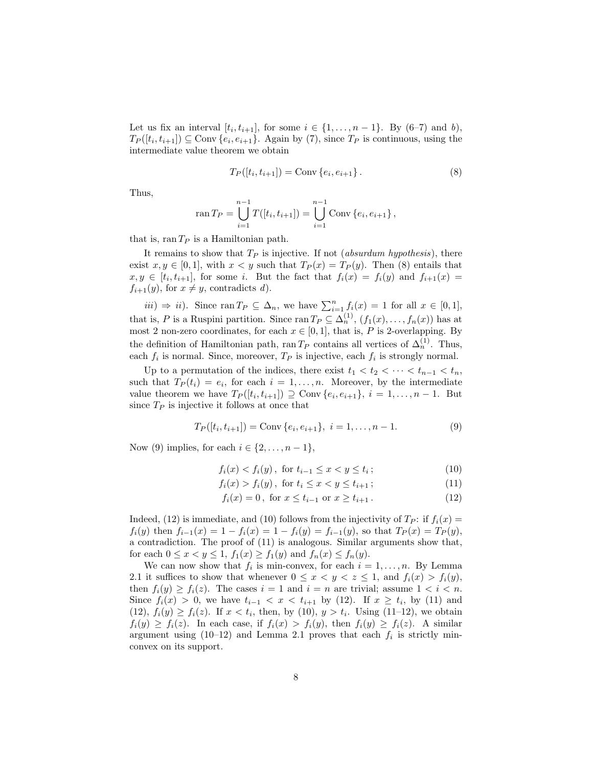Let us fix an interval $[t_i, t_{i+1}]$, for some $i \in \{1, \dots, n-1\}$. By (6–7) and *b*), $T_P([t_i, t_{i+1}]) \subseteq \operatorname{Conv}\{e_i, e_{i+1}\}$. Again by (7), since $T_P$ is continuous, using the intermediate value theorem we obtain

$$T_P([t_i, t_{i+1}]) = \operatorname{Conv}\{e_i, e_{i+1}\}. \tag{8}$$

Thus,

$$\operatorname{ran} T_P = \bigcup_{i=1}^{n-1} T([t_i, t_{i+1}]) = \bigcup_{i=1}^{n-1} \operatorname{Conv}\{e_i, e_{i+1}\},$$

that is, $\operatorname{ran} T_P$ is a Hamiltonian path.

It remains to show that $T_P$ is injective. If not (*absurdum hypothesis*), there exist $x, y \in [0,1]$, with $x < y$ such that $T_P(x) = T_P(y)$. Then (8) entails that $x, y \in [t_i, t_{i+1}]$, for some $i$. But the fact that $f_i(x) = f_i(y)$ and $f_{i+1}(x) = f_{i+1}(y)$, for $x \neq y$, contradicts *d*).

*iii*) $\Rightarrow$ *ii*). Since $\operatorname{ran} T_P \subseteq \Delta_n$, we have $\sum_{i=1}^n f_i(x) = 1$ for all $x \in [0,1]$, that is, $P$ is a Ruspini partition. Since $\operatorname{ran} T_P \subseteq \Delta_n^{(1)}$, $(f_1(x), \dots, f_n(x))$ has at most 2 non-zero coordinates, for each $x \in [0,1]$, that is, $P$ is 2-overlapping. By the definition of Hamiltonian path, $\operatorname{ran} T_P$ contains all vertices of $\Delta_n^{(1)}$. Thus, each $f_i$ is normal. Since, moreover, $T_P$ is injective, each $f_i$ is strongly normal.

Up to a permutation of the indices, there exist $t_1 < t_2 < \dots < t_{n-1} < t_n$, such that $T_P(t_i) = e_i$, for each $i = 1, \dots, n$. Moreover, by the intermediate value theorem we have $T_P([t_i, t_{i+1}]) \supseteq \operatorname{Conv}\{e_i, e_{i+1}\}$, $i = 1, \dots, n-1$. But since $T_P$ is injective it follows at once that

$$T_P([t_i, t_{i+1}]) = \operatorname{Conv}\{e_i, e_{i+1}\},\ i = 1, \dots, n-1. \tag{9}$$

Now (9) implies, for each $i \in \{2, \dots, n-1\}$,

$$f_i(x) < f_i(y), \text{ for } t_{i-1} \le x < y \le t_i; \tag{10}$$

$$f_i(x) > f_i(y), \text{ for } t_i \le x < y \le t_{i+1}; \tag{11}$$

$$f_i(x) = 0, \text{ for } x \le t_{i-1} \text{ or } x \ge t_{i+1}. \tag{12}$$

Indeed, (12) is immediate, and (10) follows from the injectivity of $T_P$: if $f_i(x) = f_i(y)$ then $f_{i-1}(x) = 1 - f_i(x) = 1 - f_i(y) = f_{i-1}(y)$, so that $T_P(x) = T_P(y)$, a contradiction. The proof of (11) is analogous. Similar arguments show that, for each $0 \le x < y \le 1$, $f_1(x) \ge f_1(y)$ and $f_n(x) \le f_n(y)$.

We can now show that $f_i$ is min-convex, for each $i = 1, \dots, n$. By Lemma 2.1 it suffices to show that whenever $0 \le x < y < z \le 1$, and $f_i(x) > f_i(y)$, then $f_i(y) \ge f_i(z)$. The cases $i = 1$ and $i = n$ are trivial; assume $1 < i < n$. Since $f_i(x) > 0$, we have $t_{i-1} < x < t_{i+1}$ by (12). If $x \ge t_i$, by (11) and (12), $f_i(y) \ge f_i(z)$. If $x < t_i$, then, by (10), $y > t_i$. Using (11–12), we obtain $f_i(y) \ge f_i(z)$. In each case, if $f_i(x) > f_i(y)$, then $f_i(y) \ge f_i(z)$. A similar argument using (10–12) and Lemma 2.1 proves that each $f_i$ is strictly min-convex on its support.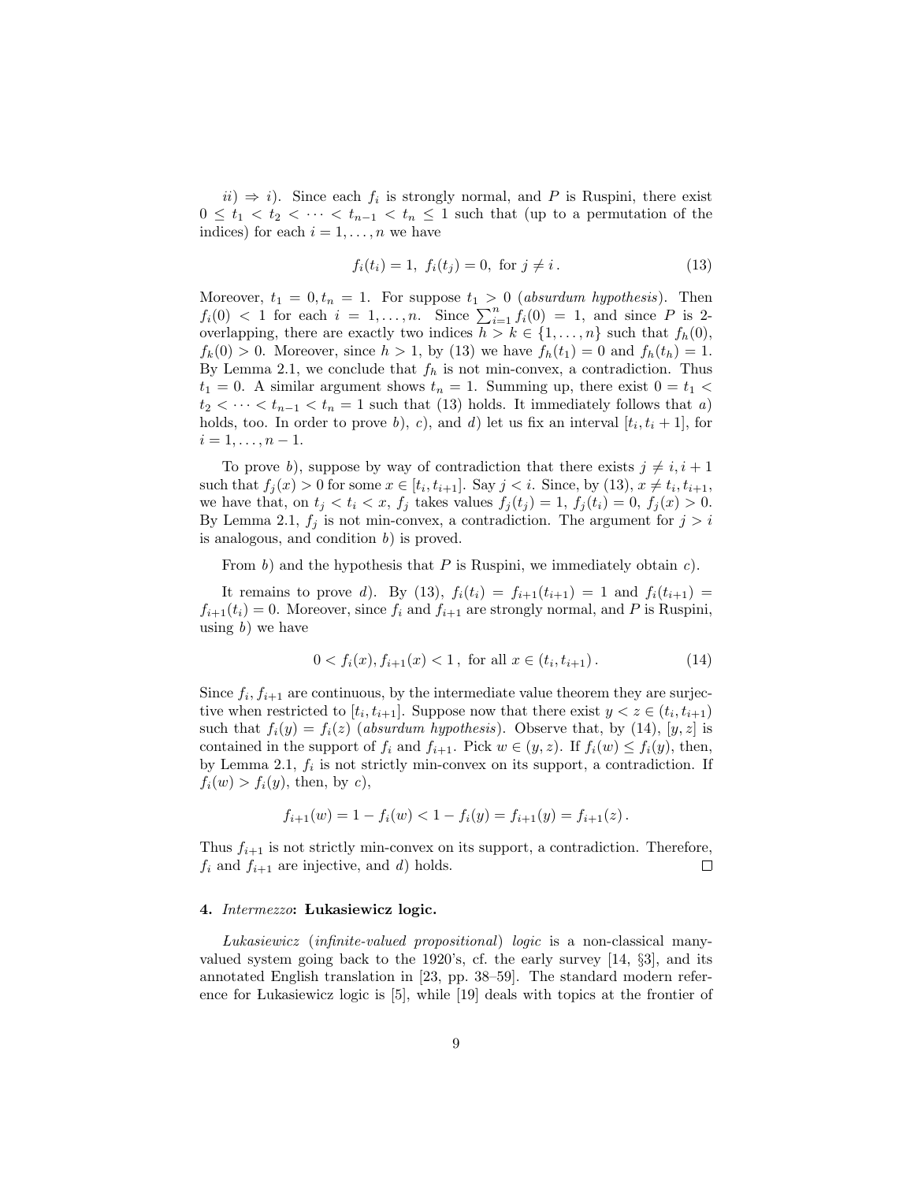*ii*) ⇒ *i*). Since each $f_i$ is strongly normal, and $P$ is Ruspini, there exist $0 \leq t_1 < t_2 < \cdots < t_{n-1} < t_n \leq 1$ such that (up to a permutation of the indices) for each $i = 1, \ldots, n$ we have

$$f_i(t_i) = 1, \; f_i(t_j) = 0, \text{ for } j \neq i\,. \tag{13}$$

Moreover, $t_1 = 0, t_n = 1$. For suppose $t_1 > 0$ (*absurdum hypothesis*). Then $f_i(0) < 1$ for each $i = 1, \ldots, n$. Since $\sum_{i=1}^{n} f_i(0) = 1$, and since $P$ is 2-overlapping, there are exactly two indices $h > k \in \{1, \ldots, n\}$ such that $f_h(0)$, $f_k(0) > 0$. Moreover, since $h > 1$, by (13) we have $f_h(t_1) = 0$ and $f_h(t_h) = 1$. By Lemma 2.1, we conclude that $f_h$ is not min-convex, a contradiction. Thus $t_1 = 0$. A similar argument shows $t_n = 1$. Summing up, there exist $0 = t_1 < t_2 < \cdots < t_{n-1} < t_n = 1$ such that (13) holds. It immediately follows that *a*) holds, too. In order to prove *b*), *c*), and *d*) let us fix an interval $[t_i, t_i + 1]$, for $i = 1, \ldots, n-1$.

To prove *b*), suppose by way of contradiction that there exists $j \neq i, i+1$ such that $f_j(x) > 0$ for some $x \in [t_i, t_{i+1}]$. Say $j < i$. Since, by (13), $x \neq t_i, t_{i+1}$, we have that, on $t_j < t_i < x$, $f_j$ takes values $f_j(t_j) = 1$, $f_j(t_i) = 0$, $f_j(x) > 0$. By Lemma 2.1, $f_j$ is not min-convex, a contradiction. The argument for $j > i$ is analogous, and condition *b*) is proved.

From *b*) and the hypothesis that $P$ is Ruspini, we immediately obtain *c*).

It remains to prove *d*). By (13), $f_i(t_i) = f_{i+1}(t_{i+1}) = 1$ and $f_i(t_{i+1}) = f_{i+1}(t_i) = 0$. Moreover, since $f_i$ and $f_{i+1}$ are strongly normal, and $P$ is Ruspini, using *b*) we have

$$0 < f_i(x), f_{i+1}(x) < 1\,, \text{ for all } x \in (t_i, t_{i+1})\,. \tag{14}$$

Since $f_i, f_{i+1}$ are continuous, by the intermediate value theorem they are surjective when restricted to $[t_i, t_{i+1}]$. Suppose now that there exist $y < z \in (t_i, t_{i+1})$ such that $f_i(y) = f_i(z)$ (*absurdum hypothesis*). Observe that, by (14), $[y, z]$ is contained in the support of $f_i$ and $f_{i+1}$. Pick $w \in (y, z)$. If $f_i(w) \leq f_i(y)$, then, by Lemma 2.1, $f_i$ is not strictly min-convex on its support, a contradiction. If $f_i(w) > f_i(y)$, then, by *c*),

$$f_{i+1}(w) = 1 - f_i(w) < 1 - f_i(y) = f_{i+1}(y) = f_{i+1}(z)\,.$$

Thus $f_{i+1}$ is not strictly min-convex on its support, a contradiction. Therefore, $f_i$ and $f_{i+1}$ are injective, and *d*) holds. □

#### 4. *Intermezzo*: Łukasiewicz logic.

*Łukasiewicz* (*infinite-valued propositional*) *logic* is a non-classical many-valued system going back to the 1920's, cf. the early survey [14, §3], and its annotated English translation in [23, pp. 38–59]. The standard modern reference for Łukasiewicz logic is [5], while [19] deals with topics at the frontier of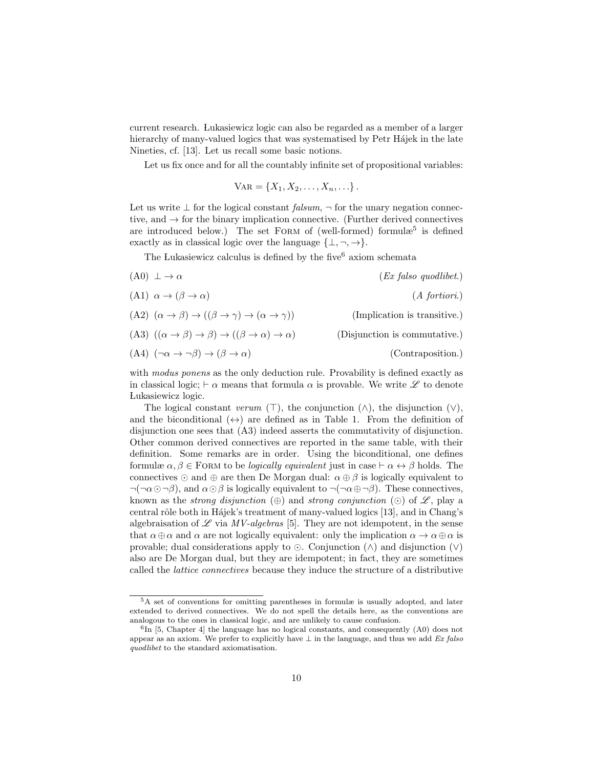current research. Łukasiewicz logic can also be regarded as a member of a larger hierarchy of many-valued logics that was systematised by Petr Hájek in the late Nineties, cf. [13]. Let us recall some basic notions.

Let us fix once and for all the countably infinite set of propositional variables:

$$\textsc{Var} = \{X_1, X_2, \ldots, X_n, \ldots\}.$$

Let us write $\bot$ for the logical constant *falsum*, $\neg$ for the unary negation connective, and $\to$ for the binary implication connective. (Further derived connectives are introduced below.) The set $\textsc{Form}$ of (well-formed) formulæ[5] is defined exactly as in classical logic over the language $\{\bot, \neg, \to\}$.

The Łukasiewicz calculus is defined by the five[6] axiom schemata

(A0) $\bot \to \alpha$ (*Ex falso quodlibet.*)

(A1) $\alpha \to (\beta \to \alpha)$ (*A fortiori.*)

(A2) $(\alpha \to \beta) \to ((\beta \to \gamma) \to (\alpha \to \gamma))$ (Implication is transitive.)

(A3) $((\alpha \to \beta) \to \beta) \to ((\beta \to \alpha) \to \alpha)$ (Disjunction is commutative.)

(A4) $(\neg\alpha \to \neg\beta) \to (\beta \to \alpha)$ (Contraposition.)

with *modus ponens* as the only deduction rule. Provability is defined exactly as in classical logic; $\vdash \alpha$ means that formula $\alpha$ is provable. We write $\mathscr{L}$ to denote Łukasiewicz logic.

The logical constant *verum* ($\top$), the conjunction ($\wedge$), the disjunction ($\vee$), and the biconditional ($\leftrightarrow$) are defined as in Table 1. From the definition of disjunction one sees that (A3) indeed asserts the commutativity of disjunction. Other common derived connectives are reported in the same table, with their definition. Some remarks are in order. Using the biconditional, one defines formulæ $\alpha, \beta \in \textsc{Form}$ to be *logically equivalent* just in case $\vdash \alpha \leftrightarrow \beta$ holds. The connectives $\odot$ and $\oplus$ are then De Morgan dual: $\alpha \oplus \beta$ is logically equivalent to $\neg(\neg\alpha \odot \neg\beta)$, and $\alpha \odot \beta$ is logically equivalent to $\neg(\neg\alpha \oplus \neg\beta)$. These connectives, known as the *strong disjunction* ($\oplus$) and *strong conjunction* ($\odot$) of $\mathscr{L}$, play a central rôle both in Hájek's treatment of many-valued logics [13], and in Chang's algebraisation of $\mathscr{L}$ via *MV-algebras* [5]. They are not idempotent, in the sense that $\alpha \oplus \alpha$ and $\alpha$ are not logically equivalent: only the implication $\alpha \to \alpha \oplus \alpha$ is provable; dual considerations apply to $\odot$. Conjunction ($\wedge$) and disjunction ($\vee$) also are De Morgan dual, but they are idempotent; in fact, they are sometimes called the *lattice connectives* because they induce the structure of a distributive

[5] A set of conventions for omitting parentheses in formulæ is usually adopted, and later extended to derived connectives. We do not spell the details here, as the conventions are analogous to the ones in classical logic, and are unlikely to cause confusion.

[6] In [5, Chapter 4] the language has no logical constants, and consequently (A0) does not appear as an axiom. We prefer to explicitly have $\bot$ in the language, and thus we add *Ex falso quodlibet* to the standard axiomatisation.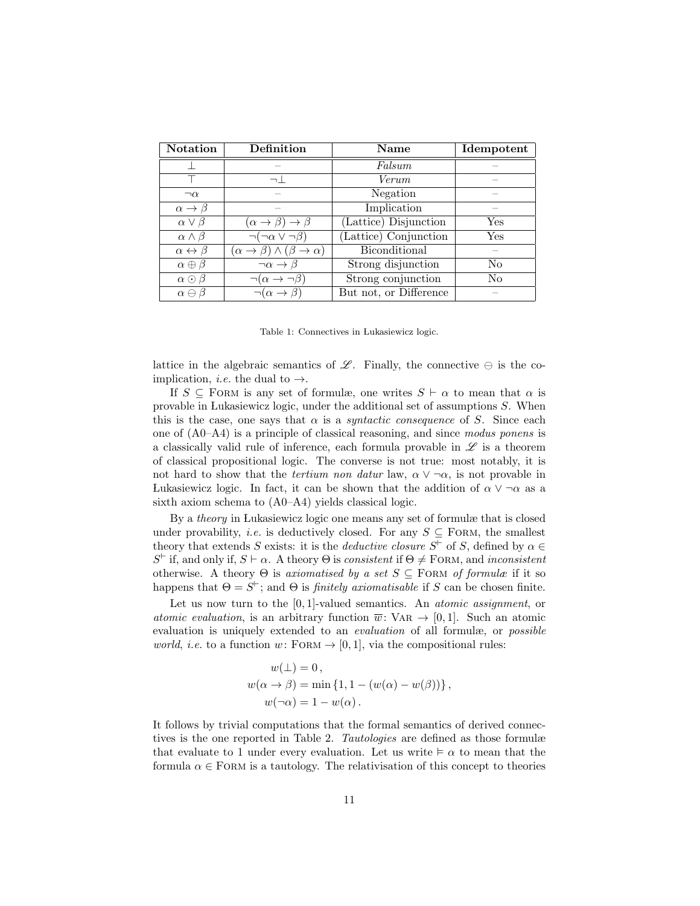| Notation | Definition | Name | Idempotent |
|---|---|---|---|
| $\bot$ | – | *Falsum* | – |
| $\top$ | $\neg\bot$ | *Verum* | – |
| $\neg\alpha$ | – | Negation | – |
| $\alpha \to \beta$ | – | Implication | – |
| $\alpha \vee \beta$ | $(\alpha \to \beta) \to \beta$ | (Lattice) Disjunction | Yes |
| $\alpha \wedge \beta$ | $\neg(\neg\alpha \vee \neg\beta)$ | (Lattice) Conjunction | Yes |
| $\alpha \leftrightarrow \beta$ | $(\alpha \to \beta) \wedge (\beta \to \alpha)$ | Biconditional | – |
| $\alpha \oplus \beta$ | $\neg\alpha \to \beta$ | Strong disjunction | No |
| $\alpha \odot \beta$ | $\neg(\alpha \to \neg\beta)$ | Strong conjunction | No |
| $\alpha \ominus \beta$ | $\neg(\alpha \to \beta)$ | But not, or Difference | – |

Table 1: Connectives in Łukasiewicz logic.

lattice in the algebraic semantics of $\mathscr{L}$. Finally, the connective $\ominus$ is the co-implication, *i.e.* the dual to $\to$.

If $S \subseteq$ Form is any set of formulæ, one writes $S \vdash \alpha$ to mean that $\alpha$ is provable in Łukasiewicz logic, under the additional set of assumptions $S$. When this is the case, one says that $\alpha$ is a *syntactic consequence* of $S$. Since each one of (A0–A4) is a principle of classical reasoning, and since *modus ponens* is a classically valid rule of inference, each formula provable in $\mathscr{L}$ is a theorem of classical propositional logic. The converse is not true: most notably, it is not hard to show that the *tertium non datur* law, $\alpha \vee \neg\alpha$, is not provable in Łukasiewicz logic. In fact, it can be shown that the addition of $\alpha \vee \neg\alpha$ as a sixth axiom schema to (A0–A4) yields classical logic.

By a *theory* in Łukasiewicz logic one means any set of formulæ that is closed under provability, *i.e.* is deductively closed. For any $S \subseteq$ Form, the smallest theory that extends $S$ exists: it is the *deductive closure* $S^{\vdash}$ of $S$, defined by $\alpha \in S^{\vdash}$ if, and only if, $S \vdash \alpha$. A theory $\Theta$ is *consistent* if $\Theta \neq$ Form, and *inconsistent* otherwise. A theory $\Theta$ is *axiomatised by a set $S \subseteq$ Form of formulæ* if it so happens that $\Theta = S^{\vdash}$; and $\Theta$ is *finitely axiomatisable* if $S$ can be chosen finite.

Let us now turn to the $[0,1]$-valued semantics. An *atomic assignment*, or *atomic evaluation*, is an arbitrary function $\overline{w}\colon \text{Var} \to [0,1]$. Such an atomic evaluation is uniquely extended to an *evaluation* of all formulæ, or *possible world*, *i.e.* to a function $w\colon \text{Form} \to [0,1]$, via the compositional rules:

$$
\begin{aligned}
w(\bot) &= 0\,, \\
w(\alpha \to \beta) &= \min\{1, 1 - (w(\alpha) - w(\beta))\}\,, \\
w(\neg\alpha) &= 1 - w(\alpha)\,.
\end{aligned}
$$

It follows by trivial computations that the formal semantics of derived connectives is the one reported in Table 2. *Tautologies* are defined as those formulæ that evaluate to 1 under every evaluation. Let us write $\vDash \alpha$ to mean that the formula $\alpha \in$ Form is a tautology. The relativisation of this concept to theories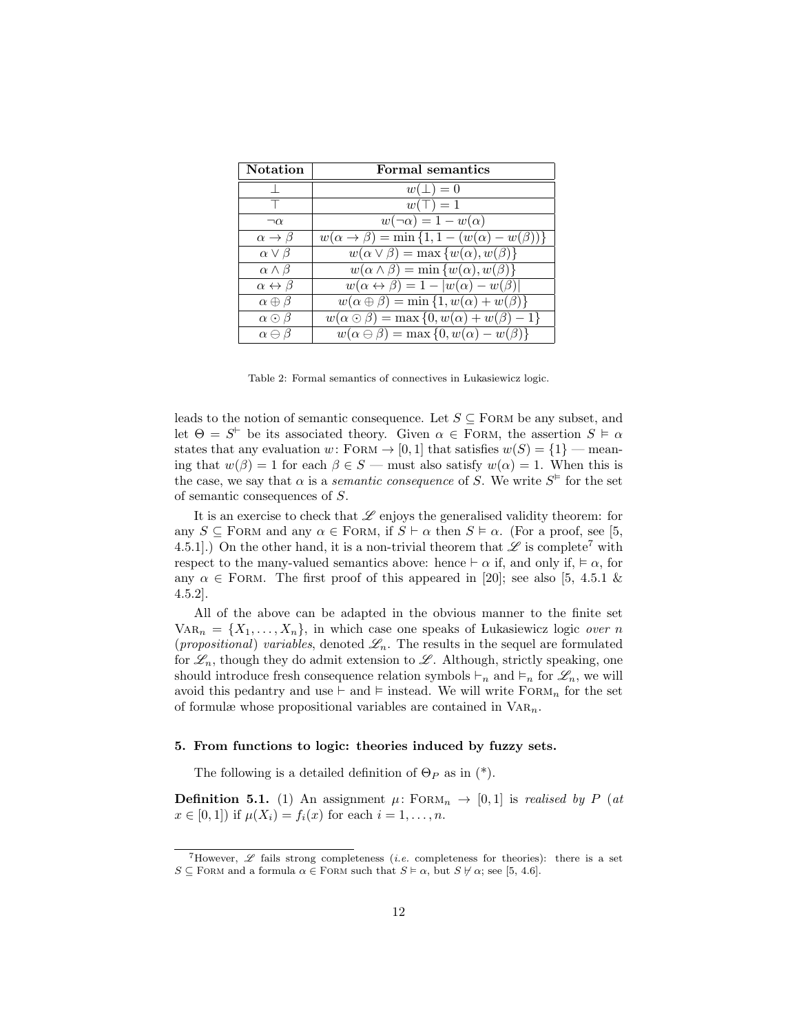| **Notation** | **Formal semantics** |
|---|---|
| $\bot$ | $w(\bot) = 0$ |
| $\top$ | $w(\top) = 1$ |
| $\neg\alpha$ | $w(\neg\alpha) = 1 - w(\alpha)$ |
| $\alpha \to \beta$ | $w(\alpha \to \beta) = \min\{1, 1 - (w(\alpha) - w(\beta))\}$ |
| $\alpha \vee \beta$ | $w(\alpha \vee \beta) = \max\{w(\alpha), w(\beta)\}$ |
| $\alpha \wedge \beta$ | $w(\alpha \wedge \beta) = \min\{w(\alpha), w(\beta)\}$ |
| $\alpha \leftrightarrow \beta$ | $w(\alpha \leftrightarrow \beta) = 1 - \lvert w(\alpha) - w(\beta)\rvert$ |
| $\alpha \oplus \beta$ | $w(\alpha \oplus \beta) = \min\{1, w(\alpha) + w(\beta)\}$ |
| $\alpha \odot \beta$ | $w(\alpha \odot \beta) = \max\{0, w(\alpha) + w(\beta) - 1\}$ |
| $\alpha \ominus \beta$ | $w(\alpha \ominus \beta) = \max\{0, w(\alpha) - w(\beta)\}$ |

Table 2: Formal semantics of connectives in Łukasiewicz logic.

leads to the notion of semantic consequence. Let $S \subseteq$ FORM be any subset, and let $\Theta = S^{\vdash}$ be its associated theory. Given $\alpha \in$ FORM, the assertion $S \vDash \alpha$ states that any evaluation $w \colon$ FORM $\to [0,1]$ that satisfies $w(S) = \{1\}$ — meaning that $w(\beta) = 1$ for each $\beta \in S$ — must also satisfy $w(\alpha) = 1$. When this is the case, we say that $\alpha$ is a *semantic consequence* of $S$. We write $S^{\vDash}$ for the set of semantic consequences of $S$.

It is an exercise to check that $\mathscr{L}$ enjoys the generalised validity theorem: for any $S \subseteq$ FORM and any $\alpha \in$ FORM, if $S \vdash \alpha$ then $S \vDash \alpha$. (For a proof, see [5, 4.5.1].) On the other hand, it is a non-trivial theorem that $\mathscr{L}$ is complete[7] with respect to the many-valued semantics above: hence $\vdash \alpha$ if, and only if, $\vDash \alpha$, for any $\alpha \in$ FORM. The first proof of this appeared in [20]; see also [5, 4.5.1 & 4.5.2].

All of the above can be adapted in the obvious manner to the finite set $\text{VAR}_n = \{X_1, \ldots, X_n\}$, in which case one speaks of Łukasiewicz logic *over n* (*propositional*) *variables*, denoted $\mathscr{L}_n$. The results in the sequel are formulated for $\mathscr{L}_n$, though they do admit extension to $\mathscr{L}$. Although, strictly speaking, one should introduce fresh consequence relation symbols $\vdash_n$ and $\vDash_n$ for $\mathscr{L}_n$, we will avoid this pedantry and use $\vdash$ and $\vDash$ instead. We will write $\text{FORM}_n$ for the set of formulæ whose propositional variables are contained in $\text{VAR}_n$.

### 5. From functions to logic: theories induced by fuzzy sets.

The following is a detailed definition of $\Theta_P$ as in (\*).

**Definition 5.1.** (1) An assignment $\mu \colon \text{FORM}_n \to [0,1]$ is *realised by P* (*at* $x \in [0,1]$) if $\mu(X_i) = f_i(x)$ for each $i = 1, \ldots, n$.

[7] However, $\mathscr{L}$ fails strong completeness (*i.e.* completeness for theories): there is a set $S \subseteq$ FORM and a formula $\alpha \in$ FORM such that $S \vDash \alpha$, but $S \nvdash \alpha$; see [5, 4.6].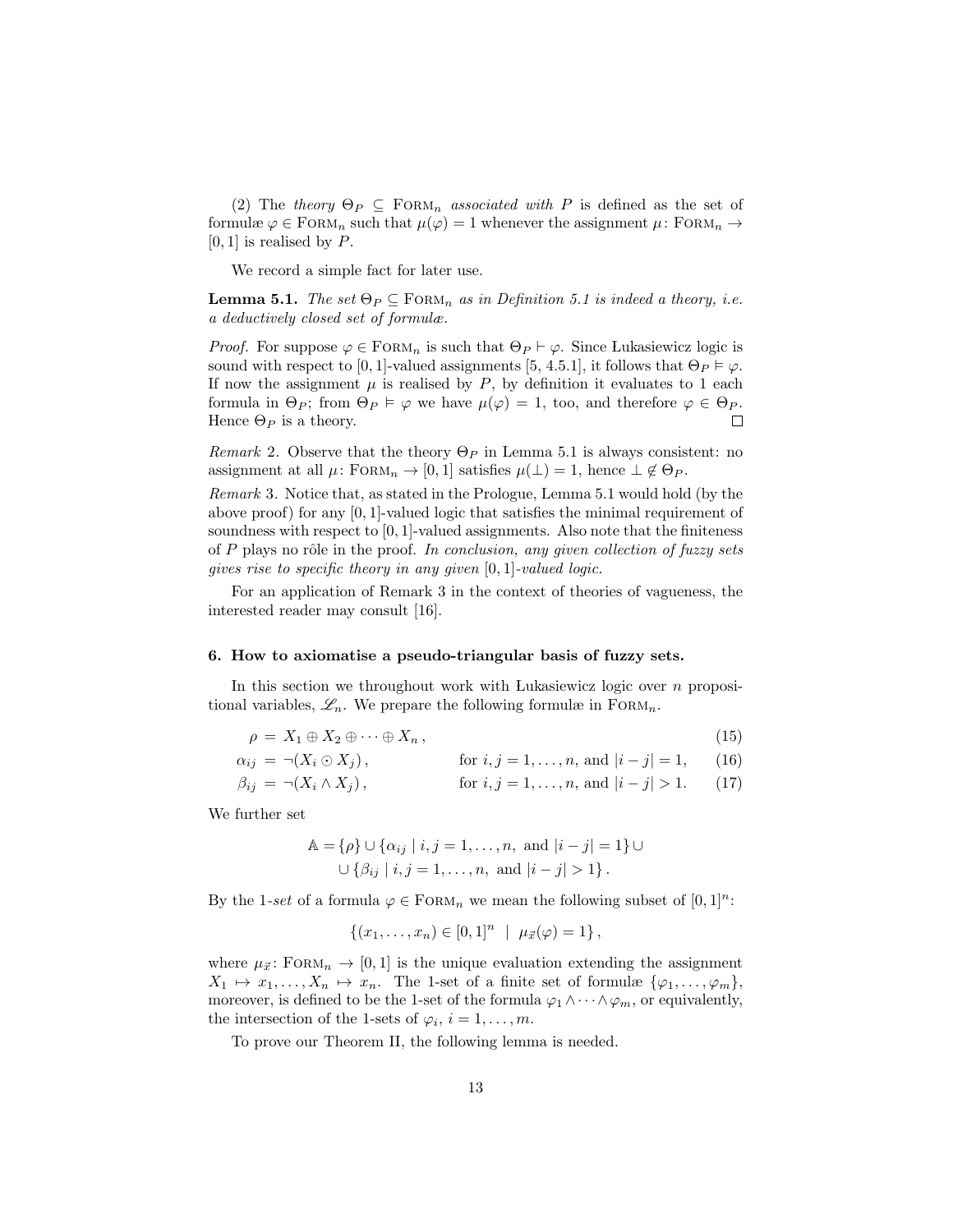(2) The *theory* $\Theta_P \subseteq \text{FORM}_n$ *associated with* $P$ is defined as the set of formulæ $\varphi \in \text{FORM}_n$ such that $\mu(\varphi) = 1$ whenever the assignment $\mu\colon \text{FORM}_n \to [0,1]$ is realised by $P$.

We record a simple fact for later use.

**Lemma 5.1.** *The set $\Theta_P \subseteq \text{FORM}_n$ as in Definition 5.1 is indeed a theory, i.e. a deductively closed set of formulæ.*

*Proof.* For suppose $\varphi \in \text{FORM}_n$ is such that $\Theta_P \vdash \varphi$. Since Łukasiewicz logic is sound with respect to $[0,1]$-valued assignments [5, 4.5.1], it follows that $\Theta_P \vDash \varphi$. If now the assignment $\mu$ is realised by $P$, by definition it evaluates to 1 each formula in $\Theta_P$; from $\Theta_P \vDash \varphi$ we have $\mu(\varphi) = 1$, too, and therefore $\varphi \in \Theta_P$. Hence $\Theta_P$ is a theory. □

*Remark* 2. Observe that the theory $\Theta_P$ in Lemma 5.1 is always consistent: no assignment at all $\mu\colon \text{FORM}_n \to [0,1]$ satisfies $\mu(\bot) = 1$, hence $\bot \notin \Theta_P$.

*Remark* 3. Notice that, as stated in the Prologue, Lemma 5.1 would hold (by the above proof) for any $[0,1]$-valued logic that satisfies the minimal requirement of soundness with respect to $[0,1]$-valued assignments. Also note that the finiteness of $P$ plays no rôle in the proof. *In conclusion, any given collection of fuzzy sets gives rise to specific theory in any given $[0,1]$-valued logic.*

For an application of Remark 3 in the context of theories of vagueness, the interested reader may consult [16].

## 6. How to axiomatise a pseudo-triangular basis of fuzzy sets.

In this section we throughout work with Łukasiewicz logic over $n$ propositional variables, $\mathscr{L}_n$. We prepare the following formulæ in $\text{FORM}_n$.

$$\rho = X_1 \oplus X_2 \oplus \cdots \oplus X_n\,, \tag{15}$$

$$\alpha_{ij} = \neg(X_i \odot X_j)\,, \qquad \text{for } i,j = 1,\ldots,n, \text{ and } |i-j| = 1, \tag{16}$$

$$\beta_{ij} = \neg(X_i \wedge X_j)\,, \qquad \text{for } i,j = 1,\ldots,n, \text{ and } |i-j| > 1. \tag{17}$$

We further set

$$\mathbb{A} = \{\rho\} \cup \{\alpha_{ij} \mid i,j = 1,\ldots,n, \text{ and } |i-j| = 1\} \cup \cup \{\beta_{ij} \mid i,j = 1,\ldots,n, \text{ and } |i-j| > 1\}\,.$$

By the 1-*set* of a formula $\varphi \in \text{FORM}_n$ we mean the following subset of $[0,1]^n$:

$$\{(x_1,\ldots,x_n) \in [0,1]^n \mid \mu_{\vec{x}}(\varphi) = 1\}\,,$$

where $\mu_{\vec{x}}\colon \text{FORM}_n \to [0,1]$ is the unique evaluation extending the assignment $X_1 \mapsto x_1, \ldots, X_n \mapsto x_n$. The 1-set of a finite set of formulæ $\{\varphi_1,\ldots,\varphi_m\}$, moreover, is defined to be the 1-set of the formula $\varphi_1 \wedge \cdots \wedge \varphi_m$, or equivalently, the intersection of the 1-sets of $\varphi_i$, $i = 1,\ldots,m$.

To prove our Theorem II, the following lemma is needed.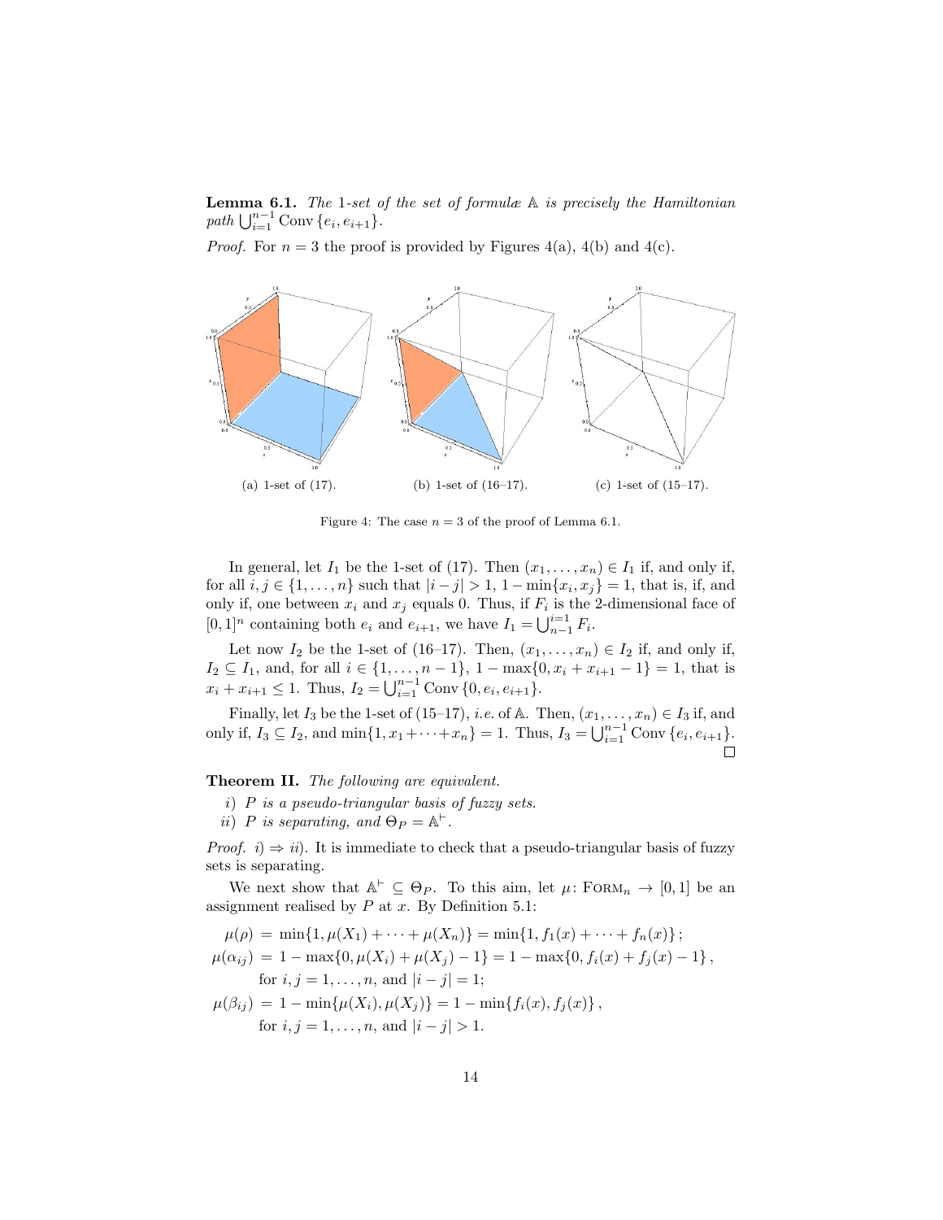**Lemma 6.1.** *The* 1*-set of the set of formulæ* $\mathbb{A}$ *is precisely the Hamiltonian path* $\bigcup_{i=1}^{n-1} \mathrm{Conv}\,\{e_i, e_{i+1}\}$.

*Proof.* For $n = 3$ the proof is provided by Figures 4(a), 4(b) and 4(c).

(a) 1-set of (17). (b) 1-set of (16–17). (c) 1-set of (15–17).

Figure 4: The case $n = 3$ of the proof of Lemma 6.1.

In general, let $I_1$ be the 1-set of (17). Then $(x_1, \ldots, x_n) \in I_1$ if, and only if, for all $i, j \in \{1, \ldots, n\}$ such that $|i - j| > 1$, $1 - \min\{x_i, x_j\} = 1$, that is, if, and only if, one between $x_i$ and $x_j$ equals 0. Thus, if $F_i$ is the 2-dimensional face of $[0,1]^n$ containing both $e_i$ and $e_{i+1}$, we have $I_1 = \bigcup_{n-1}^{i=1} F_i$.

Let now $I_2$ be the 1-set of (16–17). Then, $(x_1, \ldots, x_n) \in I_2$ if, and only if, $I_2 \subseteq I_1$, and, for all $i \in \{1, \ldots, n-1\}$, $1 - \max\{0, x_i + x_{i+1} - 1\} = 1$, that is $x_i + x_{i+1} \leq 1$. Thus, $I_2 = \bigcup_{i=1}^{n-1} \mathrm{Conv}\,\{0, e_i, e_{i+1}\}$.

Finally, let $I_3$ be the 1-set of (15–17), *i.e.* of $\mathbb{A}$. Then, $(x_1, \ldots, x_n) \in I_3$ if, and only if, $I_3 \subseteq I_2$, and $\min\{1, x_1 + \cdots + x_n\} = 1$. Thus, $I_3 = \bigcup_{i=1}^{n-1} \mathrm{Conv}\,\{e_i, e_{i+1}\}$. $\square$

**Theorem II.** *The following are equivalent.*

*i) P is a pseudo-triangular basis of fuzzy sets.*

*ii) P is separating, and* $\Theta_P = \mathbb{A}^{\vdash}$.

*Proof.* *i)* $\Rightarrow$ *ii)*. It is immediate to check that a pseudo-triangular basis of fuzzy sets is separating.

We next show that $\mathbb{A}^{\vdash} \subseteq \Theta_P$. To this aim, let $\mu\colon \textsc{Form}_n \to [0,1]$ be an assignment realised by $P$ at $x$. By Definition 5.1:

$$\mu(\rho) = \min\{1, \mu(X_1) + \cdots + \mu(X_n)\} = \min\{1, f_1(x) + \cdots + f_n(x)\}\,;$$

$$\mu(\alpha_{ij}) = 1 - \max\{0, \mu(X_i) + \mu(X_j) - 1\} = 1 - \max\{0, f_i(x) + f_j(x) - 1\}\,,$$
for $i, j = 1, \ldots, n$, and $|i - j| = 1$;

$$\mu(\beta_{ij}) = 1 - \min\{\mu(X_i), \mu(X_j)\} = 1 - \min\{f_i(x), f_j(x)\}\,,$$
for $i, j = 1, \ldots, n$, and $|i - j| > 1$.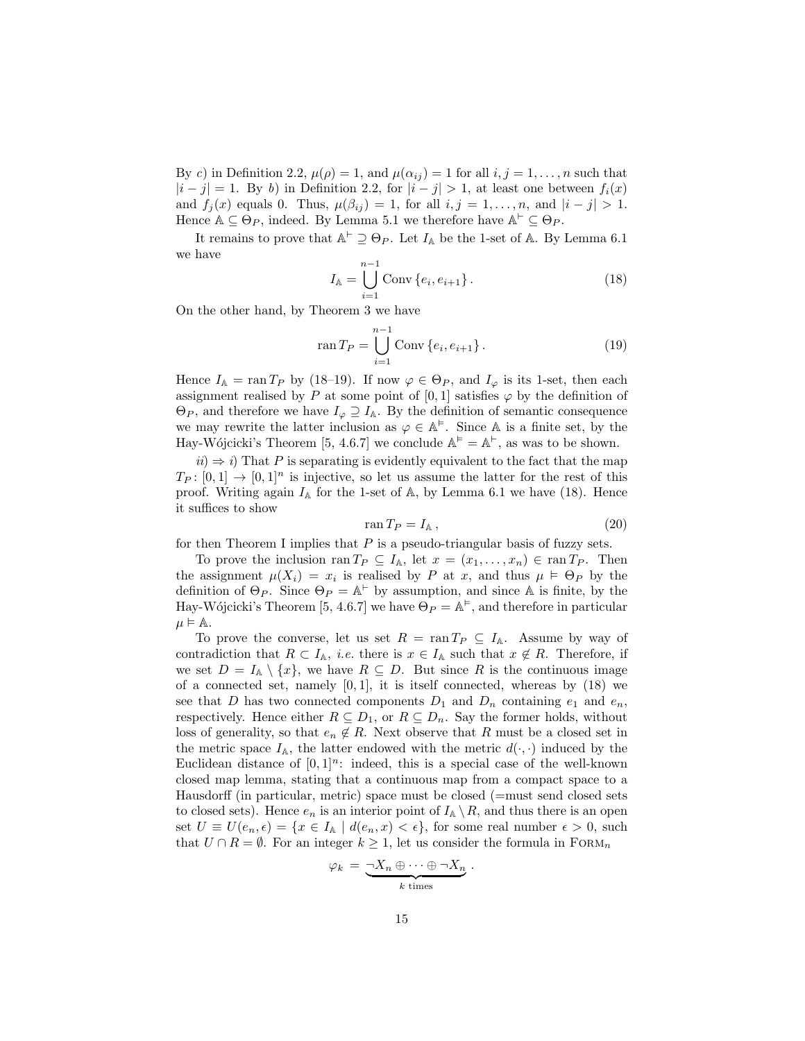By $c)$ in Definition 2.2, $\mu(\rho) = 1$, and $\mu(\alpha_{ij}) = 1$ for all $i, j = 1, \ldots, n$ such that $|i - j| = 1$. By $b)$ in Definition 2.2, for $|i - j| > 1$, at least one between $f_i(x)$ and $f_j(x)$ equals 0. Thus, $\mu(\beta_{ij}) = 1$, for all $i, j = 1, \ldots, n$, and $|i - j| > 1$. Hence $\mathbb{A} \subseteq \Theta_P$, indeed. By Lemma 5.1 we therefore have $\mathbb{A}^{\vdash} \subseteq \Theta_P$.

It remains to prove that $\mathbb{A}^{\vdash} \supseteq \Theta_P$. Let $I_{\mathbb{A}}$ be the 1-set of $\mathbb{A}$. By Lemma 6.1 we have

$$I_{\mathbb{A}} = \bigcup_{i=1}^{n-1} \operatorname{Conv}\{e_i, e_{i+1}\}. \tag{18}$$

On the other hand, by Theorem 3 we have

$$\operatorname{ran} T_P = \bigcup_{i=1}^{n-1} \operatorname{Conv}\{e_i, e_{i+1}\}. \tag{19}$$

Hence $I_{\mathbb{A}} = \operatorname{ran} T_P$ by (18–19). If now $\varphi \in \Theta_P$, and $I_\varphi$ is its 1-set, then each assignment realised by $P$ at some point of $[0,1]$ satisfies $\varphi$ by the definition of $\Theta_P$, and therefore we have $I_\varphi \supseteq I_{\mathbb{A}}$. By the definition of semantic consequence we may rewrite the latter inclusion as $\varphi \in \mathbb{A}^{\vDash}$. Since $\mathbb{A}$ is a finite set, by the Hay-Wójcicki's Theorem [5, 4.6.7] we conclude $\mathbb{A}^{\vDash} = \mathbb{A}^{\vdash}$, as was to be shown.

*ii)* $\Rightarrow$ *i)* That $P$ is separating is evidently equivalent to the fact that the map $T_P\colon [0,1] \to [0,1]^n$ is injective, so let us assume the latter for the rest of this proof. Writing again $I_{\mathbb{A}}$ for the 1-set of $\mathbb{A}$, by Lemma 6.1 we have (18). Hence it suffices to show

$$\operatorname{ran} T_P = I_{\mathbb{A}}, \tag{20}$$

for then Theorem I implies that $P$ is a pseudo-triangular basis of fuzzy sets.

To prove the inclusion $\operatorname{ran} T_P \subseteq I_{\mathbb{A}}$, let $x = (x_1, \ldots, x_n) \in \operatorname{ran} T_P$. Then the assignment $\mu(X_i) = x_i$ is realised by $P$ at $x$, and thus $\mu \vDash \Theta_P$ by the definition of $\Theta_P$. Since $\Theta_P = \mathbb{A}^{\vdash}$ by assumption, and since $\mathbb{A}$ is finite, by the Hay-Wójcicki's Theorem [5, 4.6.7] we have $\Theta_P = \mathbb{A}^{\vDash}$, and therefore in particular $\mu \vDash \mathbb{A}$.

To prove the converse, let us set $R = \operatorname{ran} T_P \subseteq I_{\mathbb{A}}$. Assume by way of contradiction that $R \subset I_{\mathbb{A}}$, *i.e.* there is $x \in I_{\mathbb{A}}$ such that $x \notin R$. Therefore, if we set $D = I_{\mathbb{A}} \setminus \{x\}$, we have $R \subseteq D$. But since $R$ is the continuous image of a connected set, namely $[0,1]$, it is itself connected, whereas by (18) we see that $D$ has two connected components $D_1$ and $D_n$ containing $e_1$ and $e_n$, respectively. Hence either $R \subseteq D_1$, or $R \subseteq D_n$. Say the former holds, without loss of generality, so that $e_n \notin R$. Next observe that $R$ must be a closed set in the metric space $I_{\mathbb{A}}$, the latter endowed with the metric $d(\cdot,\cdot)$ induced by the Euclidean distance of $[0,1]^n$: indeed, this is a special case of the well-known closed map lemma, stating that a continuous map from a compact space to a Hausdorff (in particular, metric) space must be closed (=must send closed sets to closed sets). Hence $e_n$ is an interior point of $I_{\mathbb{A}} \setminus R$, and thus there is an open set $U \equiv U(e_n, \epsilon) = \{x \in I_{\mathbb{A}} \mid d(e_n, x) < \epsilon\}$, for some real number $\epsilon > 0$, such that $U \cap R = \emptyset$. For an integer $k \geq 1$, let us consider the formula in $\textsc{Form}_n$

$$\varphi_k = \underbrace{\neg X_n \oplus \cdots \oplus \neg X_n}_{k \text{ times}}.$$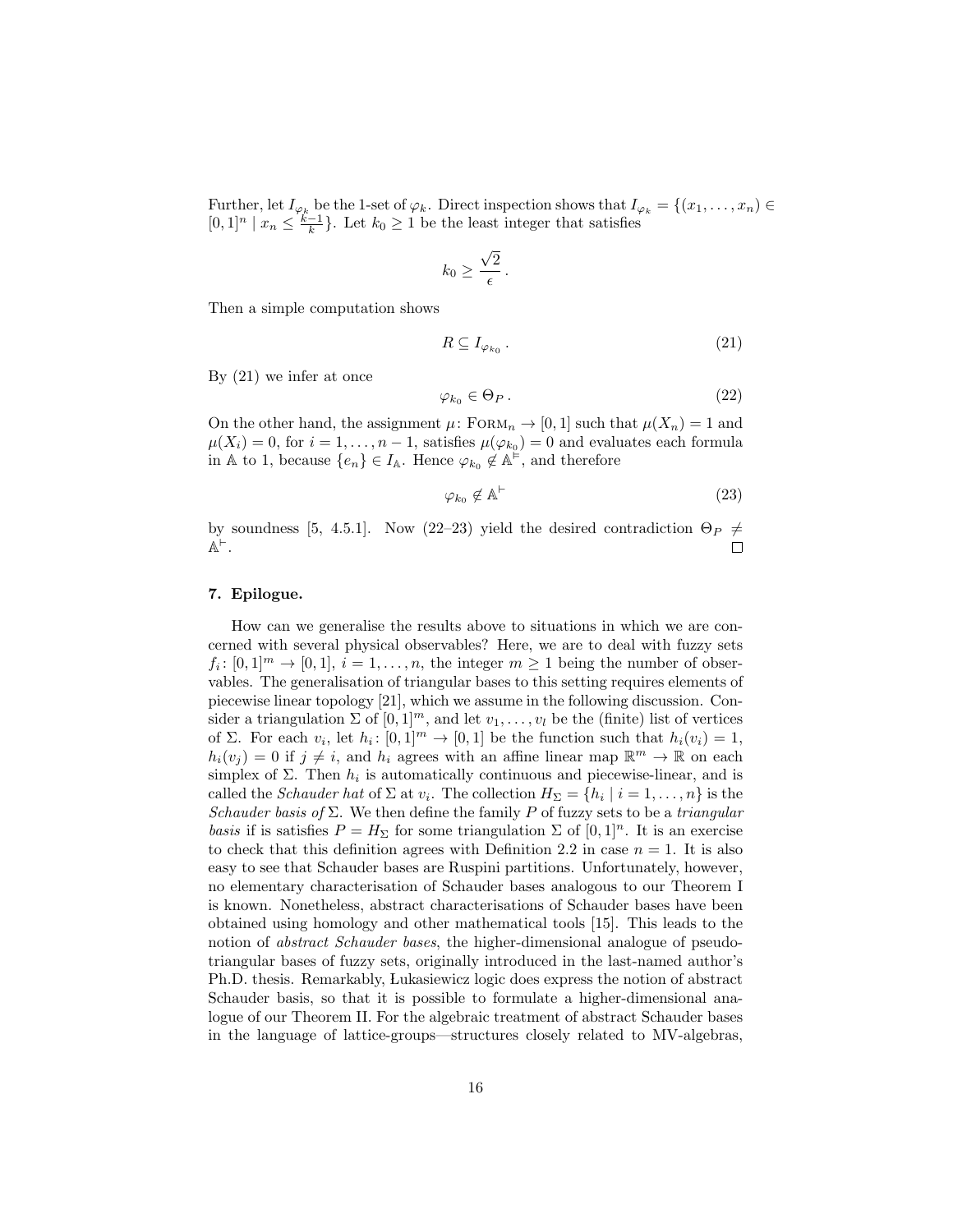Further, let $I_{\varphi_k}$ be the 1-set of $\varphi_k$. Direct inspection shows that $I_{\varphi_k} = \{(x_1, \ldots, x_n) \in [0,1]^n \mid x_n \leq \frac{k-1}{k}\}$. Let $k_0 \geq 1$ be the least integer that satisfies

$$k_0 \geq \frac{\sqrt{2}}{\epsilon}\,.$$

Then a simple computation shows

$$R \subseteq I_{\varphi_{k_0}}\,. \tag{21}$$

By (21) we infer at once

$$\varphi_{k_0} \in \Theta_P\,. \tag{22}$$

On the other hand, the assignment $\mu\colon \mathrm{FORM}_n \to [0,1]$ such that $\mu(X_n) = 1$ and $\mu(X_i) = 0$, for $i = 1, \ldots, n-1$, satisfies $\mu(\varphi_{k_0}) = 0$ and evaluates each formula in $\mathbb{A}$ to 1, because $\{e_n\} \in I_{\mathbb{A}}$. Hence $\varphi_{k_0} \notin \mathbb{A}^{\vDash}$, and therefore

$$\varphi_{k_0} \notin \mathbb{A}^{\vdash} \tag{23}$$

by soundness [5, 4.5.1]. Now (22–23) yield the desired contradiction $\Theta_P \neq \mathbb{A}^{\vdash}$. $\square$

## 7. Epilogue.

How can we generalise the results above to situations in which we are concerned with several physical observables? Here, we are to deal with fuzzy sets $f_i\colon [0,1]^m \to [0,1]$, $i = 1, \ldots, n$, the integer $m \geq 1$ being the number of observables. The generalisation of triangular bases to this setting requires elements of piecewise linear topology [21], which we assume in the following discussion. Consider a triangulation $\Sigma$ of $[0,1]^m$, and let $v_1, \ldots, v_l$ be the (finite) list of vertices of $\Sigma$. For each $v_i$, let $h_i\colon [0,1]^m \to [0,1]$ be the function such that $h_i(v_i) = 1$, $h_i(v_j) = 0$ if $j \neq i$, and $h_i$ agrees with an affine linear map $\mathbb{R}^m \to \mathbb{R}$ on each simplex of $\Sigma$. Then $h_i$ is automatically continuous and piecewise-linear, and is called the *Schauder hat* of $\Sigma$ at $v_i$. The collection $H_\Sigma = \{h_i \mid i = 1, \ldots, n\}$ is the *Schauder basis of* $\Sigma$. We then define the family $P$ of fuzzy sets to be a *triangular basis* if is satisfies $P = H_\Sigma$ for some triangulation $\Sigma$ of $[0,1]^n$. It is an exercise to check that this definition agrees with Definition 2.2 in case $n = 1$. It is also easy to see that Schauder bases are Ruspini partitions. Unfortunately, however, no elementary characterisation of Schauder bases analogous to our Theorem I is known. Nonetheless, abstract characterisations of Schauder bases have been obtained using homology and other mathematical tools [15]. This leads to the notion of *abstract Schauder bases*, the higher-dimensional analogue of pseudo-triangular bases of fuzzy sets, originally introduced in the last-named author's Ph.D. thesis. Remarkably, Łukasiewicz logic does express the notion of abstract Schauder basis, so that it is possible to formulate a higher-dimensional analogue of our Theorem II. For the algebraic treatment of abstract Schauder bases in the language of lattice-groups—structures closely related to MV-algebras,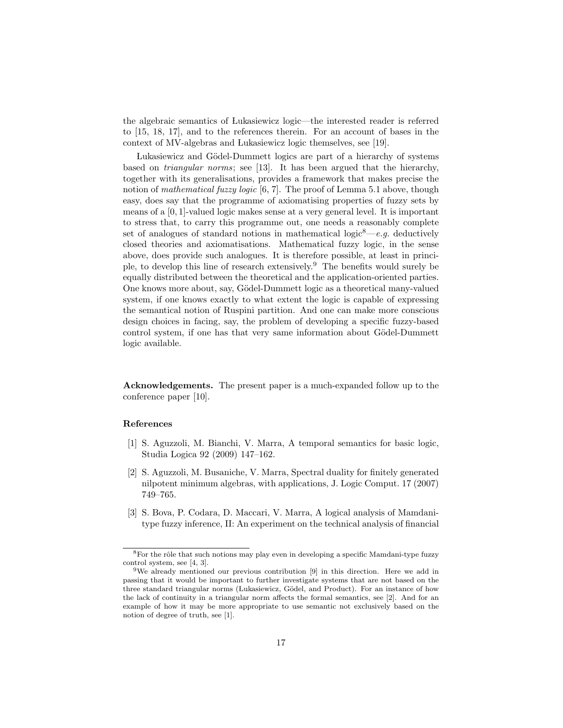the algebraic semantics of Łukasiewicz logic—the interested reader is referred to [15, 18, 17], and to the references therein. For an account of bases in the context of MV-algebras and Łukasiewicz logic themselves, see [19].

Łukasiewicz and Gödel-Dummett logics are part of a hierarchy of systems based on *triangular norms*; see [13]. It has been argued that the hierarchy, together with its generalisations, provides a framework that makes precise the notion of *mathematical fuzzy logic* [6, 7]. The proof of Lemma 5.1 above, though easy, does say that the programme of axiomatising properties of fuzzy sets by means of a $[0, 1]$-valued logic makes sense at a very general level. It is important to stress that, to carry this programme out, one needs a reasonably complete set of analogues of standard notions in mathematical logic[8]—*e.g.* deductively closed theories and axiomatisations. Mathematical fuzzy logic, in the sense above, does provide such analogues. It is therefore possible, at least in principle, to develop this line of research extensively.[9] The benefits would surely be equally distributed between the theoretical and the application-oriented parties. One knows more about, say, Gödel-Dummett logic as a theoretical many-valued system, if one knows exactly to what extent the logic is capable of expressing the semantical notion of Ruspini partition. And one can make more conscious design choices in facing, say, the problem of developing a specific fuzzy-based control system, if one has that very same information about Gödel-Dummett logic available.

**Acknowledgements.** The present paper is a much-expanded follow up to the conference paper [10].

## References

[1] S. Aguzzoli, M. Bianchi, V. Marra, A temporal semantics for basic logic, Studia Logica 92 (2009) 147–162.

[2] S. Aguzzoli, M. Busaniche, V. Marra, Spectral duality for finitely generated nilpotent minimum algebras, with applications, J. Logic Comput. 17 (2007) 749–765.

[3] S. Bova, P. Codara, D. Maccari, V. Marra, A logical analysis of Mamdani-type fuzzy inference, II: An experiment on the technical analysis of financial

---

[8] For the rôle that such notions may play even in developing a specific Mamdani-type fuzzy control system, see [4, 3].

[9] We already mentioned our previous contribution [9] in this direction. Here we add in passing that it would be important to further investigate systems that are not based on the three standard triangular norms (Łukasiewicz, Gödel, and Product). For an instance of how the lack of continuity in a triangular norm affects the formal semantics, see [2]. And for an example of how it may be more appropriate to use semantic not exclusively based on the notion of degree of truth, see [1].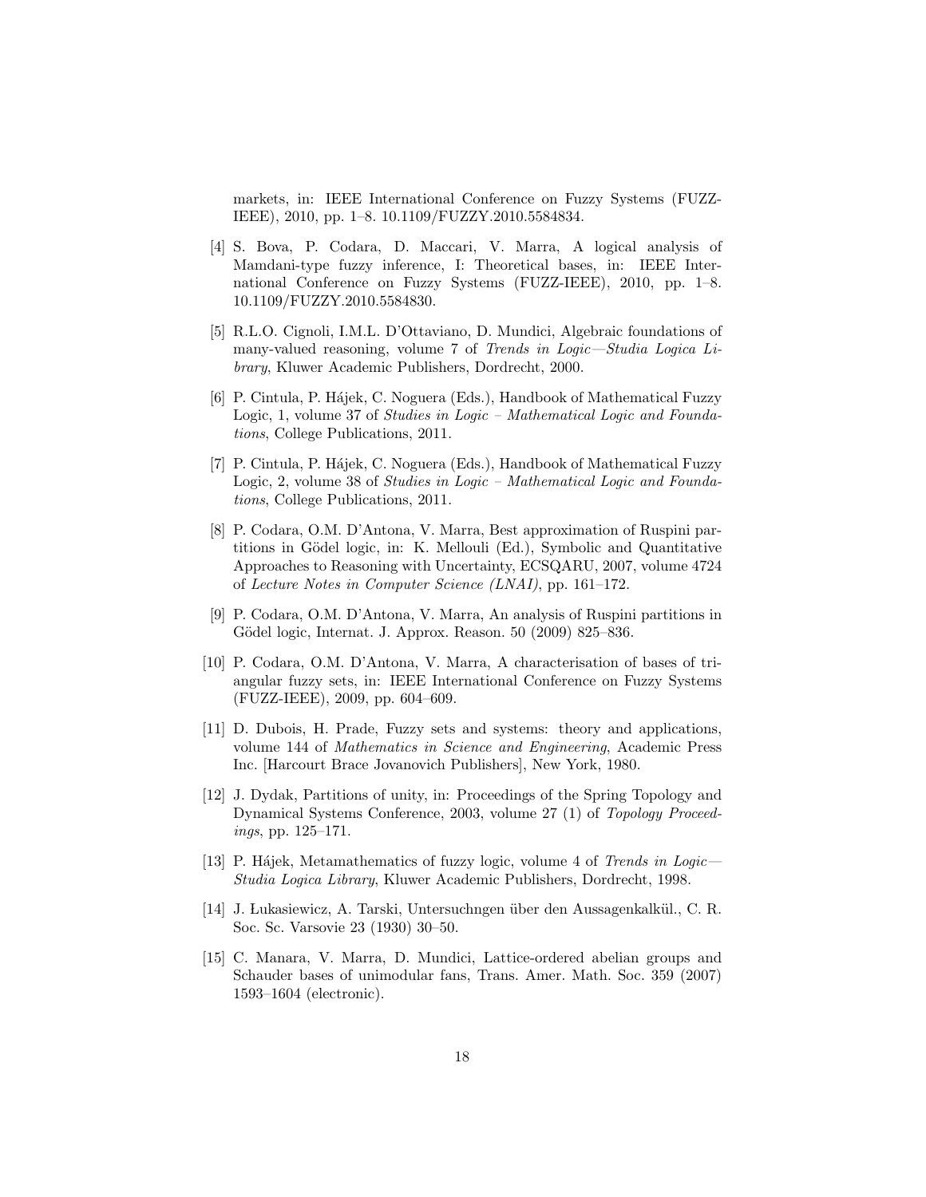markets, in: IEEE International Conference on Fuzzy Systems (FUZZ-IEEE), 2010, pp. 1–8. 10.1109/FUZZY.2010.5584834.

[4] S. Bova, P. Codara, D. Maccari, V. Marra, A logical analysis of Mamdani-type fuzzy inference, I: Theoretical bases, in: IEEE International Conference on Fuzzy Systems (FUZZ-IEEE), 2010, pp. 1–8. 10.1109/FUZZY.2010.5584830.

[5] R.L.O. Cignoli, I.M.L. D'Ottaviano, D. Mundici, Algebraic foundations of many-valued reasoning, volume 7 of *Trends in Logic—Studia Logica Library*, Kluwer Academic Publishers, Dordrecht, 2000.

[6] P. Cintula, P. Hájek, C. Noguera (Eds.), Handbook of Mathematical Fuzzy Logic, 1, volume 37 of *Studies in Logic – Mathematical Logic and Foundations*, College Publications, 2011.

[7] P. Cintula, P. Hájek, C. Noguera (Eds.), Handbook of Mathematical Fuzzy Logic, 2, volume 38 of *Studies in Logic – Mathematical Logic and Foundations*, College Publications, 2011.

[8] P. Codara, O.M. D'Antona, V. Marra, Best approximation of Ruspini partitions in Gödel logic, in: K. Mellouli (Ed.), Symbolic and Quantitative Approaches to Reasoning with Uncertainty, ECSQARU, 2007, volume 4724 of *Lecture Notes in Computer Science (LNAI)*, pp. 161–172.

[9] P. Codara, O.M. D'Antona, V. Marra, An analysis of Ruspini partitions in Gödel logic, Internat. J. Approx. Reason. 50 (2009) 825–836.

[10] P. Codara, O.M. D'Antona, V. Marra, A characterisation of bases of triangular fuzzy sets, in: IEEE International Conference on Fuzzy Systems (FUZZ-IEEE), 2009, pp. 604–609.

[11] D. Dubois, H. Prade, Fuzzy sets and systems: theory and applications, volume 144 of *Mathematics in Science and Engineering*, Academic Press Inc. [Harcourt Brace Jovanovich Publishers], New York, 1980.

[12] J. Dydak, Partitions of unity, in: Proceedings of the Spring Topology and Dynamical Systems Conference, 2003, volume 27 (1) of *Topology Proceedings*, pp. 125–171.

[13] P. Hájek, Metamathematics of fuzzy logic, volume 4 of *Trends in Logic—Studia Logica Library*, Kluwer Academic Publishers, Dordrecht, 1998.

[14] J. Łukasiewicz, A. Tarski, Untersuchngen über den Aussagenkalkül., C. R. Soc. Sc. Varsovie 23 (1930) 30–50.

[15] C. Manara, V. Marra, D. Mundici, Lattice-ordered abelian groups and Schauder bases of unimodular fans, Trans. Amer. Math. Soc. 359 (2007) 1593–1604 (electronic).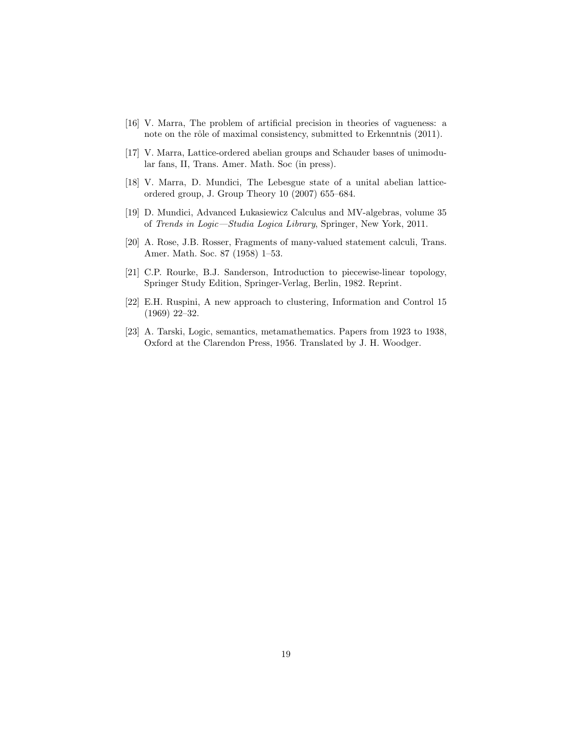[16] V. Marra, The problem of artificial precision in theories of vagueness: a note on the rôle of maximal consistency, submitted to Erkenntnis (2011).

[17] V. Marra, Lattice-ordered abelian groups and Schauder bases of unimodular fans, II, Trans. Amer. Math. Soc (in press).

[18] V. Marra, D. Mundici, The Lebesgue state of a unital abelian lattice-ordered group, J. Group Theory 10 (2007) 655–684.

[19] D. Mundici, Advanced Łukasiewicz Calculus and MV-algebras, volume 35 of *Trends in Logic—Studia Logica Library*, Springer, New York, 2011.

[20] A. Rose, J.B. Rosser, Fragments of many-valued statement calculi, Trans. Amer. Math. Soc. 87 (1958) 1–53.

[21] C.P. Rourke, B.J. Sanderson, Introduction to piecewise-linear topology, Springer Study Edition, Springer-Verlag, Berlin, 1982. Reprint.

[22] E.H. Ruspini, A new approach to clustering, Information and Control 15 (1969) 22–32.

[23] A. Tarski, Logic, semantics, metamathematics. Papers from 1923 to 1938, Oxford at the Clarendon Press, 1956. Translated by J. H. Woodger.